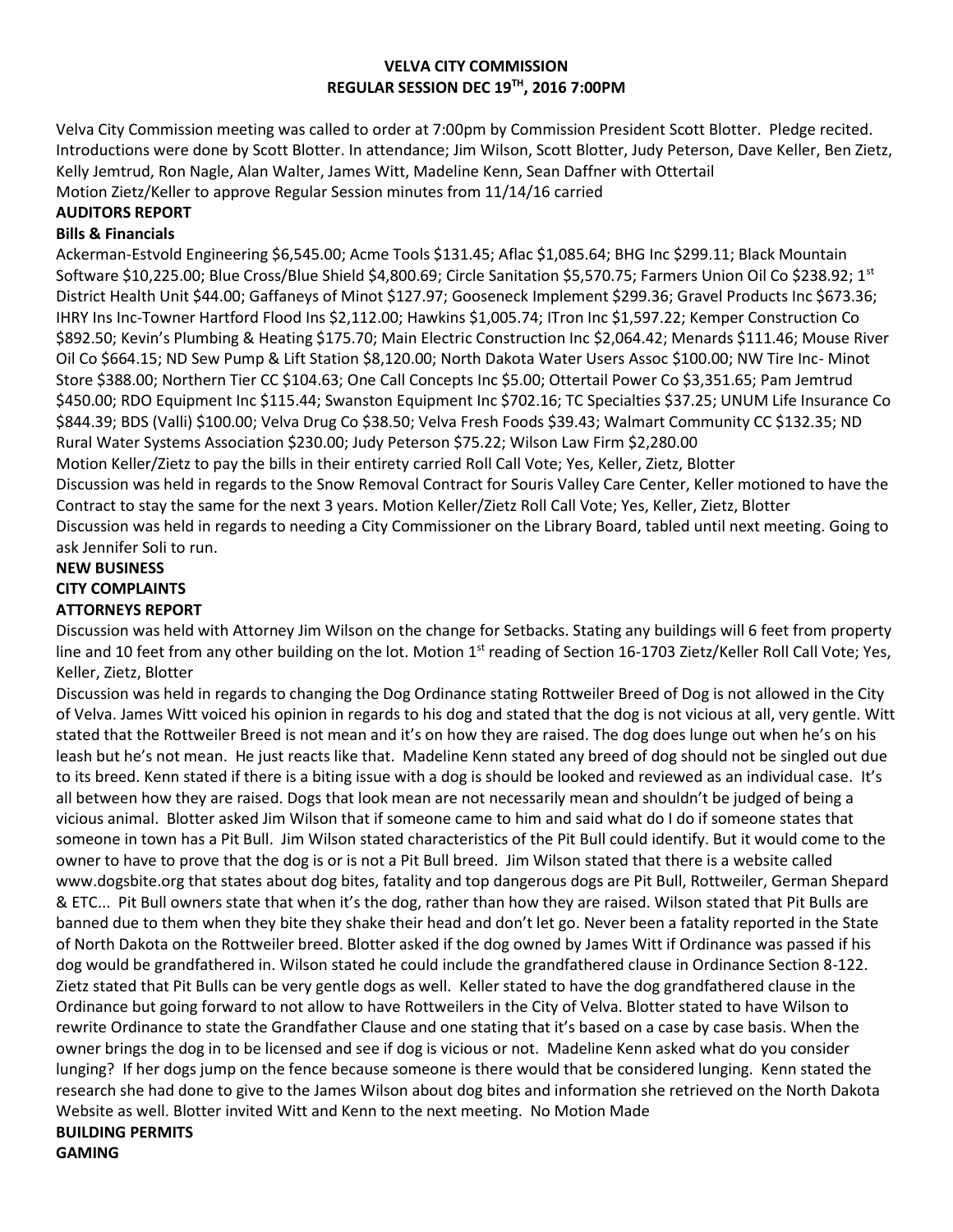**VELVA CITY COMMISSION**
**REGULAR SESSION DEC 19TH, 2016 7:00PM**

Velva City Commission meeting was called to order at 7:00pm by Commission President Scott Blotter. Pledge recited. Introductions were done by Scott Blotter. In attendance; Jim Wilson, Scott Blotter, Judy Peterson, Dave Keller, Ben Zietz, Kelly Jemtrud, Ron Nagle, Alan Walter, James Witt, Madeline Kenn, Sean Daffner with Ottertail
Motion Zietz/Keller to approve Regular Session minutes from 11/14/16 carried

**AUDITORS REPORT**

**Bills & Financials**

Ackerman-Estvold Engineering $6,545.00; Acme Tools $131.45; Aflac $1,085.64; BHG Inc $299.11; Black Mountain Software $10,225.00; Blue Cross/Blue Shield $4,800.69; Circle Sanitation $5,570.75; Farmers Union Oil Co $238.92; 1st District Health Unit $44.00; Gaffaneys of Minot $127.97; Gooseneck Implement $299.36; Gravel Products Inc $673.36; IHRY Ins Inc-Towner Hartford Flood Ins $2,112.00; Hawkins $1,005.74; ITron Inc $1,597.22; Kemper Construction Co $892.50; Kevin's Plumbing & Heating $175.70; Main Electric Construction Inc $2,064.42; Menards $111.46; Mouse River Oil Co $664.15; ND Sew Pump & Lift Station $8,120.00; North Dakota Water Users Assoc $100.00; NW Tire Inc- Minot Store $388.00; Northern Tier CC $104.63; One Call Concepts Inc $5.00; Ottertail Power Co $3,351.65; Pam Jemtrud $450.00; RDO Equipment Inc $115.44; Swanston Equipment Inc $702.16; TC Specialties $37.25; UNUM Life Insurance Co $844.39; BDS (Valli) $100.00; Velva Drug Co $38.50; Velva Fresh Foods $39.43; Walmart Community CC $132.35; ND Rural Water Systems Association $230.00; Judy Peterson $75.22; Wilson Law Firm $2,280.00

Motion Keller/Zietz to pay the bills in their entirety carried Roll Call Vote; Yes, Keller, Zietz, Blotter

Discussion was held in regards to the Snow Removal Contract for Souris Valley Care Center, Keller motioned to have the Contract to stay the same for the next 3 years. Motion Keller/Zietz Roll Call Vote; Yes, Keller, Zietz, Blotter

Discussion was held in regards to needing a City Commissioner on the Library Board, tabled until next meeting. Going to ask Jennifer Soli to run.

**NEW BUSINESS**

**CITY COMPLAINTS**

**ATTORNEYS REPORT**

Discussion was held with Attorney Jim Wilson on the change for Setbacks. Stating any buildings will 6 feet from property line and 10 feet from any other building on the lot. Motion 1st reading of Section 16-1703 Zietz/Keller Roll Call Vote; Yes, Keller, Zietz, Blotter

Discussion was held in regards to changing the Dog Ordinance stating Rottweiler Breed of Dog is not allowed in the City of Velva. James Witt voiced his opinion in regards to his dog and stated that the dog is not vicious at all, very gentle. Witt stated that the Rottweiler Breed is not mean and it's on how they are raised. The dog does lunge out when he's on his leash but he's not mean. He just reacts like that. Madeline Kenn stated any breed of dog should not be singled out due to its breed. Kenn stated if there is a biting issue with a dog is should be looked and reviewed as an individual case. It's all between how they are raised. Dogs that look mean are not necessarily mean and shouldn't be judged of being a vicious animal. Blotter asked Jim Wilson that if someone came to him and said what do I do if someone states that someone in town has a Pit Bull. Jim Wilson stated characteristics of the Pit Bull could identify. But it would come to the owner to have to prove that the dog is or is not a Pit Bull breed. Jim Wilson stated that there is a website called www.dogsbite.org that states about dog bites, fatality and top dangerous dogs are Pit Bull, Rottweiler, German Shepard & ETC... Pit Bull owners state that when it's the dog, rather than how they are raised. Wilson stated that Pit Bulls are banned due to them when they bite they shake their head and don't let go. Never been a fatality reported in the State of North Dakota on the Rottweiler breed. Blotter asked if the dog owned by James Witt if Ordinance was passed if his dog would be grandfathered in. Wilson stated he could include the grandfathered clause in Ordinance Section 8-122. Zietz stated that Pit Bulls can be very gentle dogs as well. Keller stated to have the dog grandfathered clause in the Ordinance but going forward to not allow to have Rottweilers in the City of Velva. Blotter stated to have Wilson to rewrite Ordinance to state the Grandfather Clause and one stating that it's based on a case by case basis. When the owner brings the dog in to be licensed and see if dog is vicious or not. Madeline Kenn asked what do you consider lunging? If her dogs jump on the fence because someone is there would that be considered lunging. Kenn stated the research she had done to give to the James Wilson about dog bites and information she retrieved on the North Dakota Website as well. Blotter invited Witt and Kenn to the next meeting. No Motion Made

**BUILDING PERMITS**

**GAMING**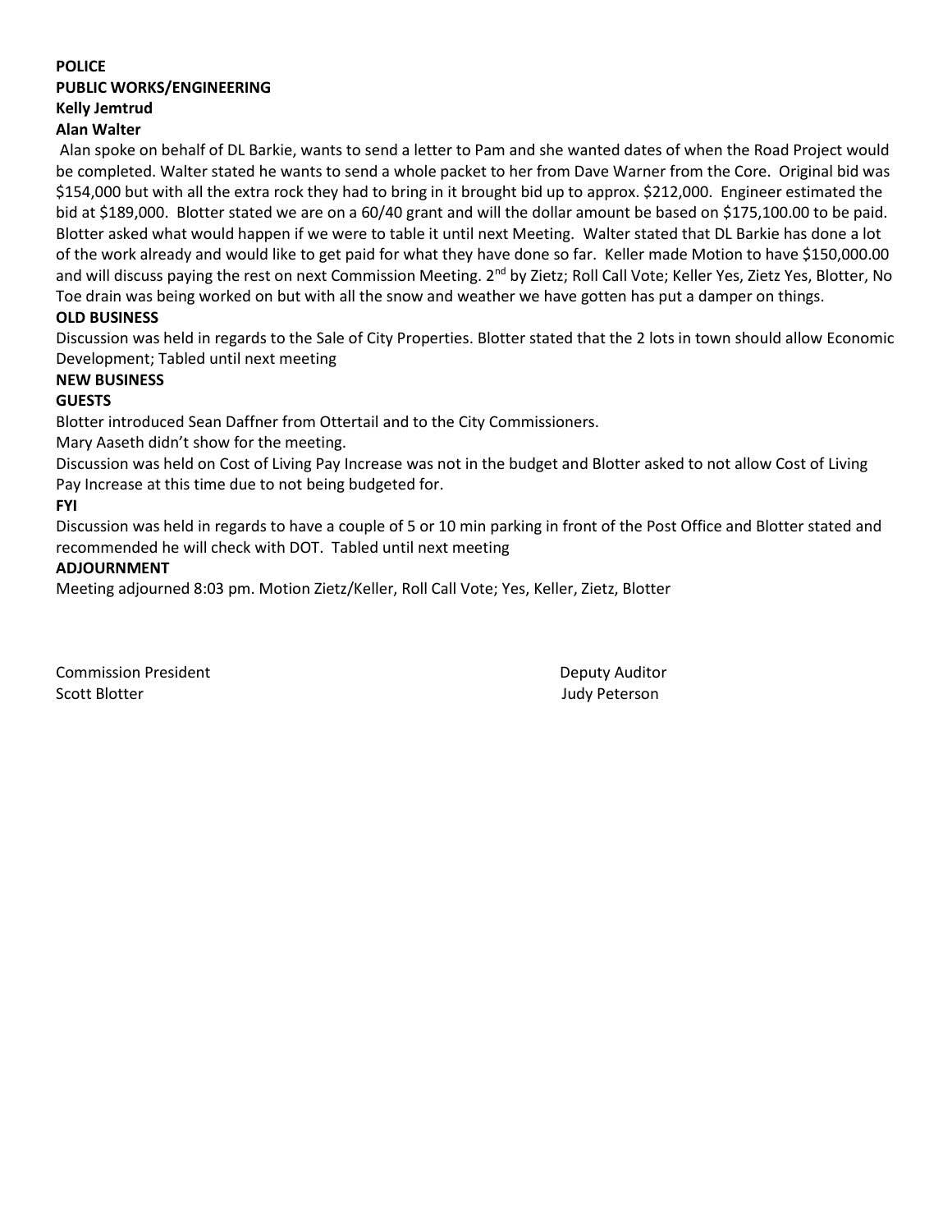**POLICE**

**PUBLIC WORKS/ENGINEERING**

**Kelly Jemtrud**

**Alan Walter**

Alan spoke on behalf of DL Barkie, wants to send a letter to Pam and she wanted dates of when the Road Project would be completed. Walter stated he wants to send a whole packet to her from Dave Warner from the Core. Original bid was $154,000 but with all the extra rock they had to bring in it brought bid up to approx. $212,000. Engineer estimated the bid at $189,000. Blotter stated we are on a 60/40 grant and will the dollar amount be based on $175,100.00 to be paid. Blotter asked what would happen if we were to table it until next Meeting. Walter stated that DL Barkie has done a lot of the work already and would like to get paid for what they have done so far. Keller made Motion to have $150,000.00 and will discuss paying the rest on next Commission Meeting. 2nd by Zietz; Roll Call Vote; Keller Yes, Zietz Yes, Blotter, No

Toe drain was being worked on but with all the snow and weather we have gotten has put a damper on things.

**OLD BUSINESS**

Discussion was held in regards to the Sale of City Properties. Blotter stated that the 2 lots in town should allow Economic Development; Tabled until next meeting

**NEW BUSINESS**

**GUESTS**

Blotter introduced Sean Daffner from Ottertail and to the City Commissioners.

Mary Aaseth didn't show for the meeting.

Discussion was held on Cost of Living Pay Increase was not in the budget and Blotter asked to not allow Cost of Living Pay Increase at this time due to not being budgeted for.

**FYI**

Discussion was held in regards to have a couple of 5 or 10 min parking in front of the Post Office and Blotter stated and recommended he will check with DOT. Tabled until next meeting

**ADJOURNMENT**

Meeting adjourned 8:03 pm. Motion Zietz/Keller, Roll Call Vote; Yes, Keller, Zietz, Blotter

Commission President
Scott Blotter

Deputy Auditor
Judy Peterson